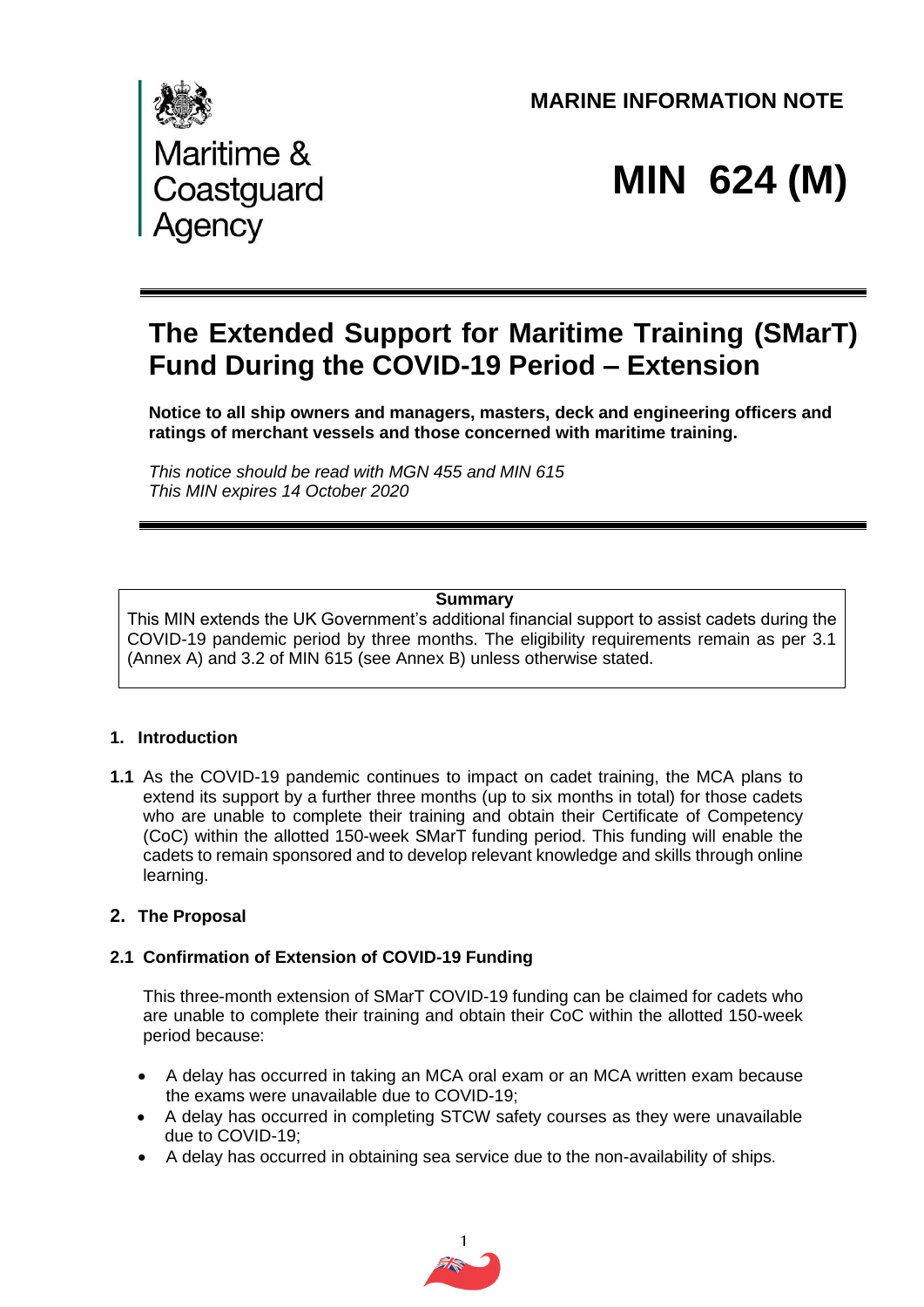Maritime & Coastguard Agency

**MARINE INFORMATION NOTE**

# MIN 624 (M)

## The Extended Support for Maritime Training (SMarT) Fund During the COVID-19 Period – Extension

**Notice to all ship owners and managers, masters, deck and engineering officers and ratings of merchant vessels and those concerned with maritime training.**

*This notice should be read with MGN 455 and MIN 615*
*This MIN expires 14 October 2020*

---

**Summary**

This MIN extends the UK Government's additional financial support to assist cadets during the COVID-19 pandemic period by three months. The eligibility requirements remain as per 3.1 (Annex A) and 3.2 of MIN 615 (see Annex B) unless otherwise stated.

---

### 1. Introduction

**1.1** As the COVID-19 pandemic continues to impact on cadet training, the MCA plans to extend its support by a further three months (up to six months in total) for those cadets who are unable to complete their training and obtain their Certificate of Competency (CoC) within the allotted 150-week SMarT funding period. This funding will enable the cadets to remain sponsored and to develop relevant knowledge and skills through online learning.

### 2. The Proposal

#### 2.1 Confirmation of Extension of COVID-19 Funding

This three-month extension of SMarT COVID-19 funding can be claimed for cadets who are unable to complete their training and obtain their CoC within the allotted 150-week period because:

- A delay has occurred in taking an MCA oral exam or an MCA written exam because the exams were unavailable due to COVID-19;
- A delay has occurred in completing STCW safety courses as they were unavailable due to COVID-19;
- A delay has occurred in obtaining sea service due to the non-availability of ships.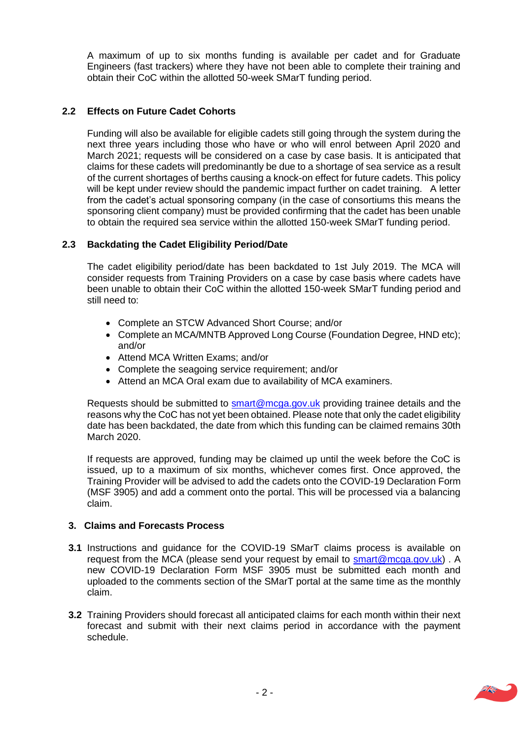A maximum of up to six months funding is available per cadet and for Graduate Engineers (fast trackers) where they have not been able to complete their training and obtain their CoC within the allotted 50-week SMarT funding period.

### 2.2 Effects on Future Cadet Cohorts

Funding will also be available for eligible cadets still going through the system during the next three years including those who have or who will enrol between April 2020 and March 2021; requests will be considered on a case by case basis. It is anticipated that claims for these cadets will predominantly be due to a shortage of sea service as a result of the current shortages of berths causing a knock-on effect for future cadets. This policy will be kept under review should the pandemic impact further on cadet training. A letter from the cadet's actual sponsoring company (in the case of consortiums this means the sponsoring client company) must be provided confirming that the cadet has been unable to obtain the required sea service within the allotted 150-week SMarT funding period.

### 2.3 Backdating the Cadet Eligibility Period/Date

The cadet eligibility period/date has been backdated to 1st July 2019. The MCA will consider requests from Training Providers on a case by case basis where cadets have been unable to obtain their CoC within the allotted 150-week SMarT funding period and still need to:

- Complete an STCW Advanced Short Course; and/or
- Complete an MCA/MNTB Approved Long Course (Foundation Degree, HND etc); and/or
- Attend MCA Written Exams; and/or
- Complete the seagoing service requirement; and/or
- Attend an MCA Oral exam due to availability of MCA examiners.

Requests should be submitted to smart@mcga.gov.uk providing trainee details and the reasons why the CoC has not yet been obtained. Please note that only the cadet eligibility date has been backdated, the date from which this funding can be claimed remains 30th March 2020.

If requests are approved, funding may be claimed up until the week before the CoC is issued, up to a maximum of six months, whichever comes first. Once approved, the Training Provider will be advised to add the cadets onto the COVID-19 Declaration Form (MSF 3905) and add a comment onto the portal. This will be processed via a balancing claim.

## 3. Claims and Forecasts Process

**3.1** Instructions and guidance for the COVID-19 SMarT claims process is available on request from the MCA (please send your request by email to smart@mcga.gov.uk) . A new COVID-19 Declaration Form MSF 3905 must be submitted each month and uploaded to the comments section of the SMarT portal at the same time as the monthly claim.

**3.2** Training Providers should forecast all anticipated claims for each month within their next forecast and submit with their next claims period in accordance with the payment schedule.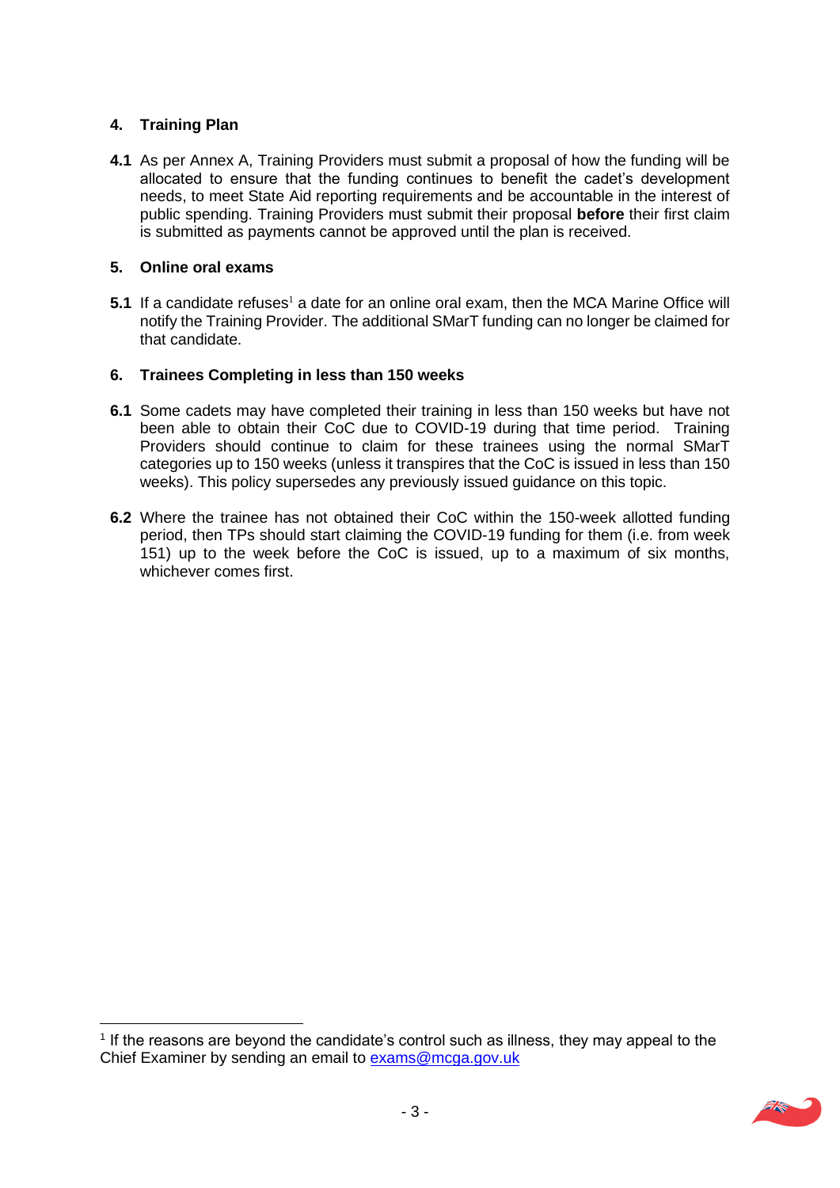## 4. Training Plan

**4.1** As per Annex A, Training Providers must submit a proposal of how the funding will be allocated to ensure that the funding continues to benefit the cadet's development needs, to meet State Aid reporting requirements and be accountable in the interest of public spending. Training Providers must submit their proposal **before** their first claim is submitted as payments cannot be approved until the plan is received.

## 5. Online oral exams

**5.1** If a candidate refuses[1] a date for an online oral exam, then the MCA Marine Office will notify the Training Provider. The additional SMarT funding can no longer be claimed for that candidate.

## 6. Trainees Completing in less than 150 weeks

**6.1** Some cadets may have completed their training in less than 150 weeks but have not been able to obtain their CoC due to COVID-19 during that time period. Training Providers should continue to claim for these trainees using the normal SMarT categories up to 150 weeks (unless it transpires that the CoC is issued in less than 150 weeks). This policy supersedes any previously issued guidance on this topic.

**6.2** Where the trainee has not obtained their CoC within the 150-week allotted funding period, then TPs should start claiming the COVID-19 funding for them (i.e. from week 151) up to the week before the CoC is issued, up to a maximum of six months, whichever comes first.

---

[1] If the reasons are beyond the candidate's control such as illness, they may appeal to the Chief Examiner by sending an email to exams@mcga.gov.uk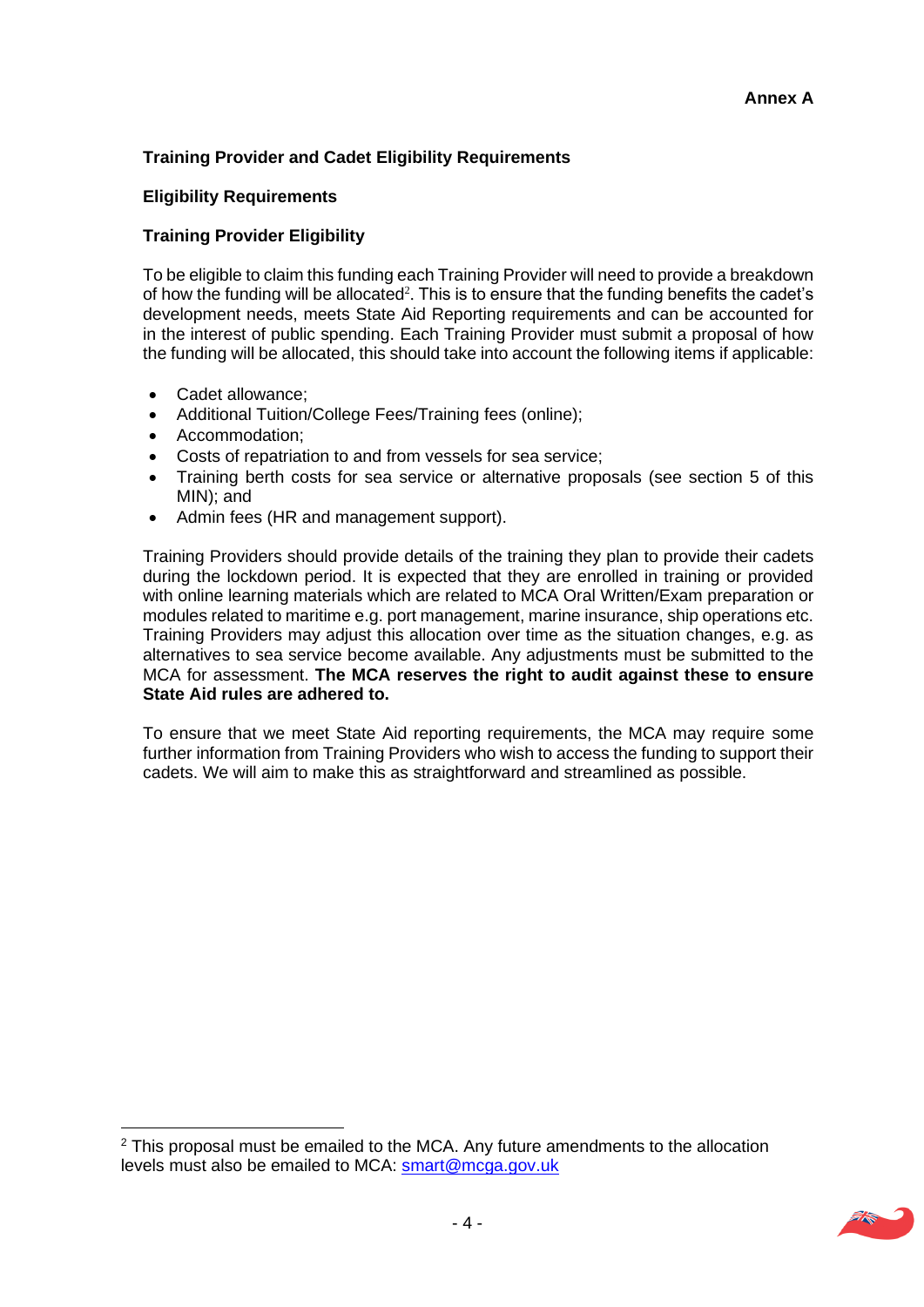**Annex A**

## Training Provider and Cadet Eligibility Requirements

### Eligibility Requirements

### Training Provider Eligibility

To be eligible to claim this funding each Training Provider will need to provide a breakdown of how the funding will be allocated[2]. This is to ensure that the funding benefits the cadet's development needs, meets State Aid Reporting requirements and can be accounted for in the interest of public spending. Each Training Provider must submit a proposal of how the funding will be allocated, this should take into account the following items if applicable:

- Cadet allowance;
- Additional Tuition/College Fees/Training fees (online);
- Accommodation;
- Costs of repatriation to and from vessels for sea service;
- Training berth costs for sea service or alternative proposals (see section 5 of this MIN); and
- Admin fees (HR and management support).

Training Providers should provide details of the training they plan to provide their cadets during the lockdown period. It is expected that they are enrolled in training or provided with online learning materials which are related to MCA Oral Written/Exam preparation or modules related to maritime e.g. port management, marine insurance, ship operations etc. Training Providers may adjust this allocation over time as the situation changes, e.g. as alternatives to sea service become available. Any adjustments must be submitted to the MCA for assessment. **The MCA reserves the right to audit against these to ensure State Aid rules are adhered to.**

To ensure that we meet State Aid reporting requirements, the MCA may require some further information from Training Providers who wish to access the funding to support their cadets. We will aim to make this as straightforward and streamlined as possible.

---

[2] This proposal must be emailed to the MCA. Any future amendments to the allocation levels must also be emailed to MCA: smart@mcga.gov.uk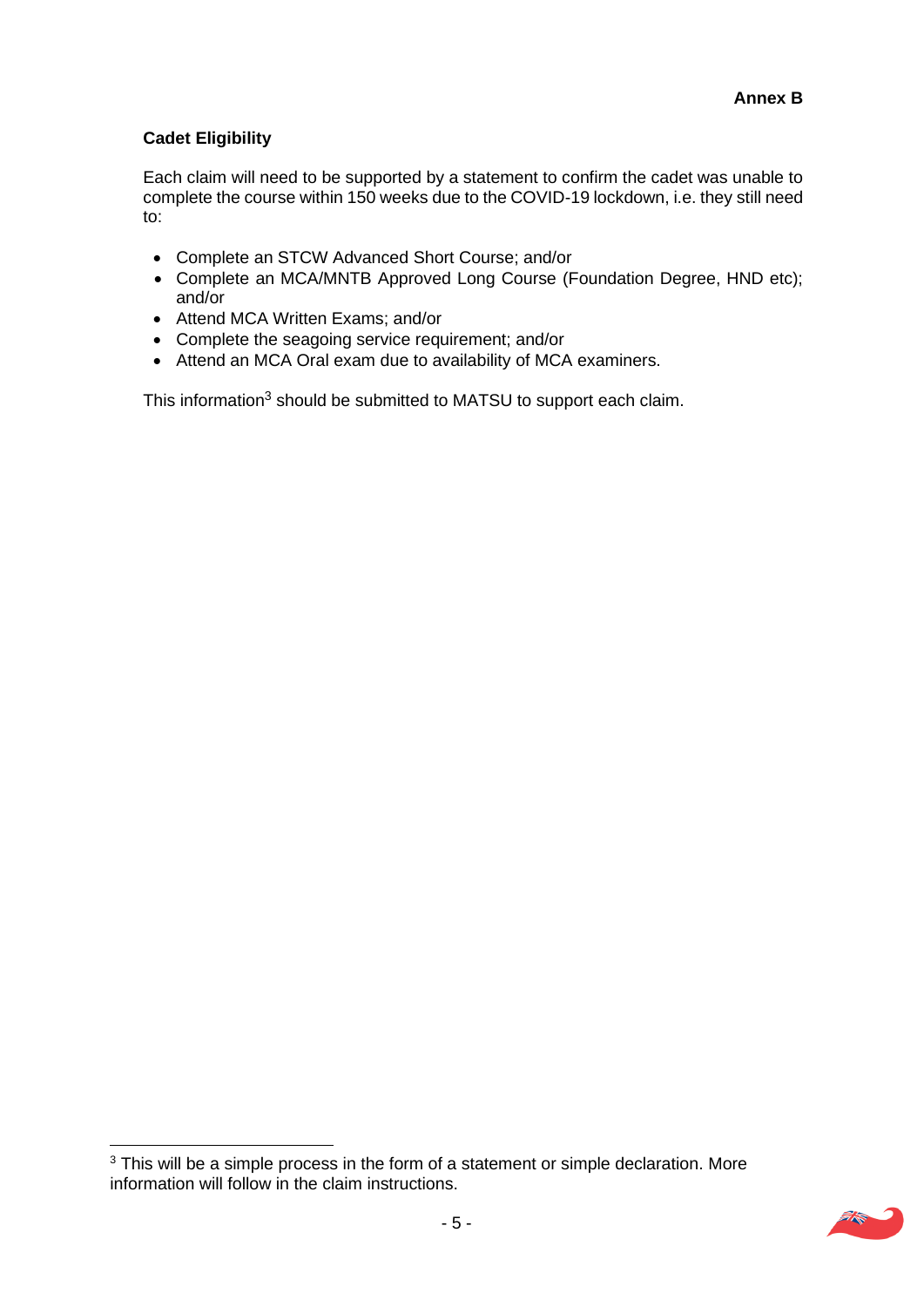**Annex B**

## Cadet Eligibility

Each claim will need to be supported by a statement to confirm the cadet was unable to complete the course within 150 weeks due to the COVID-19 lockdown, i.e. they still need to:

- Complete an STCW Advanced Short Course; and/or
- Complete an MCA/MNTB Approved Long Course (Foundation Degree, HND etc); and/or
- Attend MCA Written Exams; and/or
- Complete the seagoing service requirement; and/or
- Attend an MCA Oral exam due to availability of MCA examiners.

This information[3] should be submitted to MATSU to support each claim.

[3] This will be a simple process in the form of a statement or simple declaration. More information will follow in the claim instructions.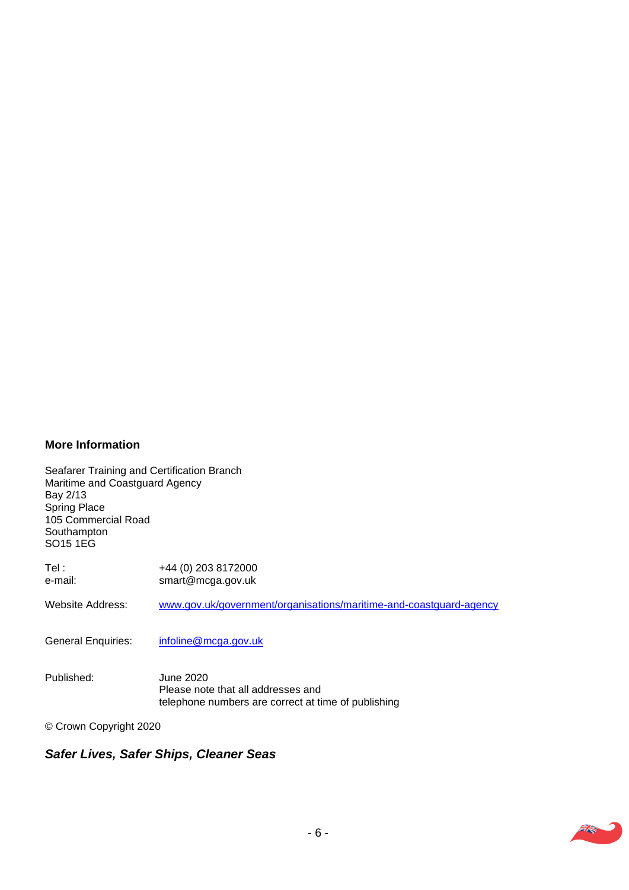### More Information

Seafarer Training and Certification Branch
Maritime and Coastguard Agency
Bay 2/13
Spring Place
105 Commercial Road
Southampton
SO15 1EG

Tel : +44 (0) 203 8172000
e-mail: smart@mcga.gov.uk

Website Address: www.gov.uk/government/organisations/maritime-and-coastguard-agency

General Enquiries: infoline@mcga.gov.uk

Published: June 2020
Please note that all addresses and telephone numbers are correct at time of publishing

© Crown Copyright 2020

***Safer Lives, Safer Ships, Cleaner Seas***